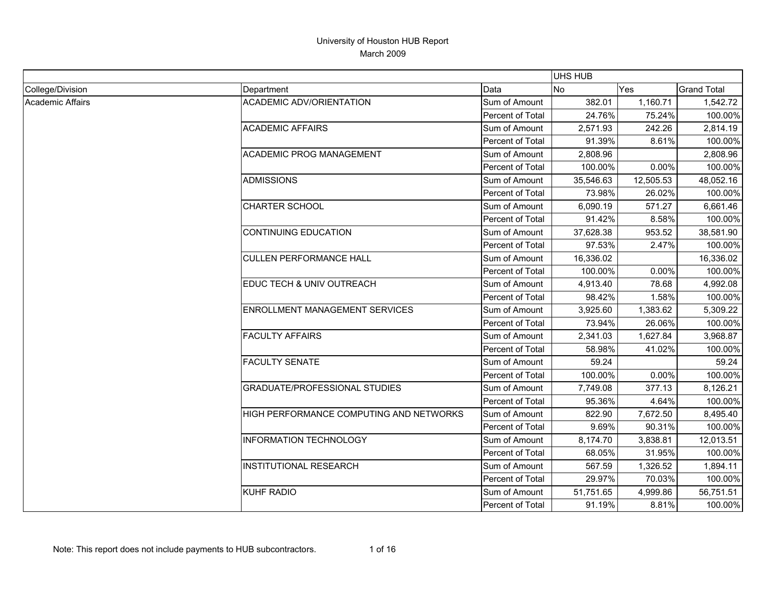# University of Houston HUB Report

March 2009

| | | | UHS HUB | | |
|---|---|---|---|---|---|
| College/Division | Department | Data | No | Yes | Grand Total |
| Academic Affairs | ACADEMIC ADV/ORIENTATION | Sum of Amount | 382.01 | 1,160.71 | 1,542.72 |
| | | Percent of Total | 24.76% | 75.24% | 100.00% |
| | ACADEMIC AFFAIRS | Sum of Amount | 2,571.93 | 242.26 | 2,814.19 |
| | | Percent of Total | 91.39% | 8.61% | 100.00% |
| | ACADEMIC PROG MANAGEMENT | Sum of Amount | 2,808.96 | | 2,808.96 |
| | | Percent of Total | 100.00% | 0.00% | 100.00% |
| | ADMISSIONS | Sum of Amount | 35,546.63 | 12,505.53 | 48,052.16 |
| | | Percent of Total | 73.98% | 26.02% | 100.00% |
| | CHARTER SCHOOL | Sum of Amount | 6,090.19 | 571.27 | 6,661.46 |
| | | Percent of Total | 91.42% | 8.58% | 100.00% |
| | CONTINUING EDUCATION | Sum of Amount | 37,628.38 | 953.52 | 38,581.90 |
| | | Percent of Total | 97.53% | 2.47% | 100.00% |
| | CULLEN PERFORMANCE HALL | Sum of Amount | 16,336.02 | | 16,336.02 |
| | | Percent of Total | 100.00% | 0.00% | 100.00% |
| | EDUC TECH & UNIV OUTREACH | Sum of Amount | 4,913.40 | 78.68 | 4,992.08 |
| | | Percent of Total | 98.42% | 1.58% | 100.00% |
| | ENROLLMENT MANAGEMENT SERVICES | Sum of Amount | 3,925.60 | 1,383.62 | 5,309.22 |
| | | Percent of Total | 73.94% | 26.06% | 100.00% |
| | FACULTY AFFAIRS | Sum of Amount | 2,341.03 | 1,627.84 | 3,968.87 |
| | | Percent of Total | 58.98% | 41.02% | 100.00% |
| | FACULTY SENATE | Sum of Amount | 59.24 | | 59.24 |
| | | Percent of Total | 100.00% | 0.00% | 100.00% |
| | GRADUATE/PROFESSIONAL STUDIES | Sum of Amount | 7,749.08 | 377.13 | 8,126.21 |
| | | Percent of Total | 95.36% | 4.64% | 100.00% |
| | HIGH PERFORMANCE COMPUTING AND NETWORKS | Sum of Amount | 822.90 | 7,672.50 | 8,495.40 |
| | | Percent of Total | 9.69% | 90.31% | 100.00% |
| | INFORMATION TECHNOLOGY | Sum of Amount | 8,174.70 | 3,838.81 | 12,013.51 |
| | | Percent of Total | 68.05% | 31.95% | 100.00% |
| | INSTITUTIONAL RESEARCH | Sum of Amount | 567.59 | 1,326.52 | 1,894.11 |
| | | Percent of Total | 29.97% | 70.03% | 100.00% |
| | KUHF RADIO | Sum of Amount | 51,751.65 | 4,999.86 | 56,751.51 |
| | | Percent of Total | 91.19% | 8.81% | 100.00% |

Note: This report does not include payments to HUB subcontractors.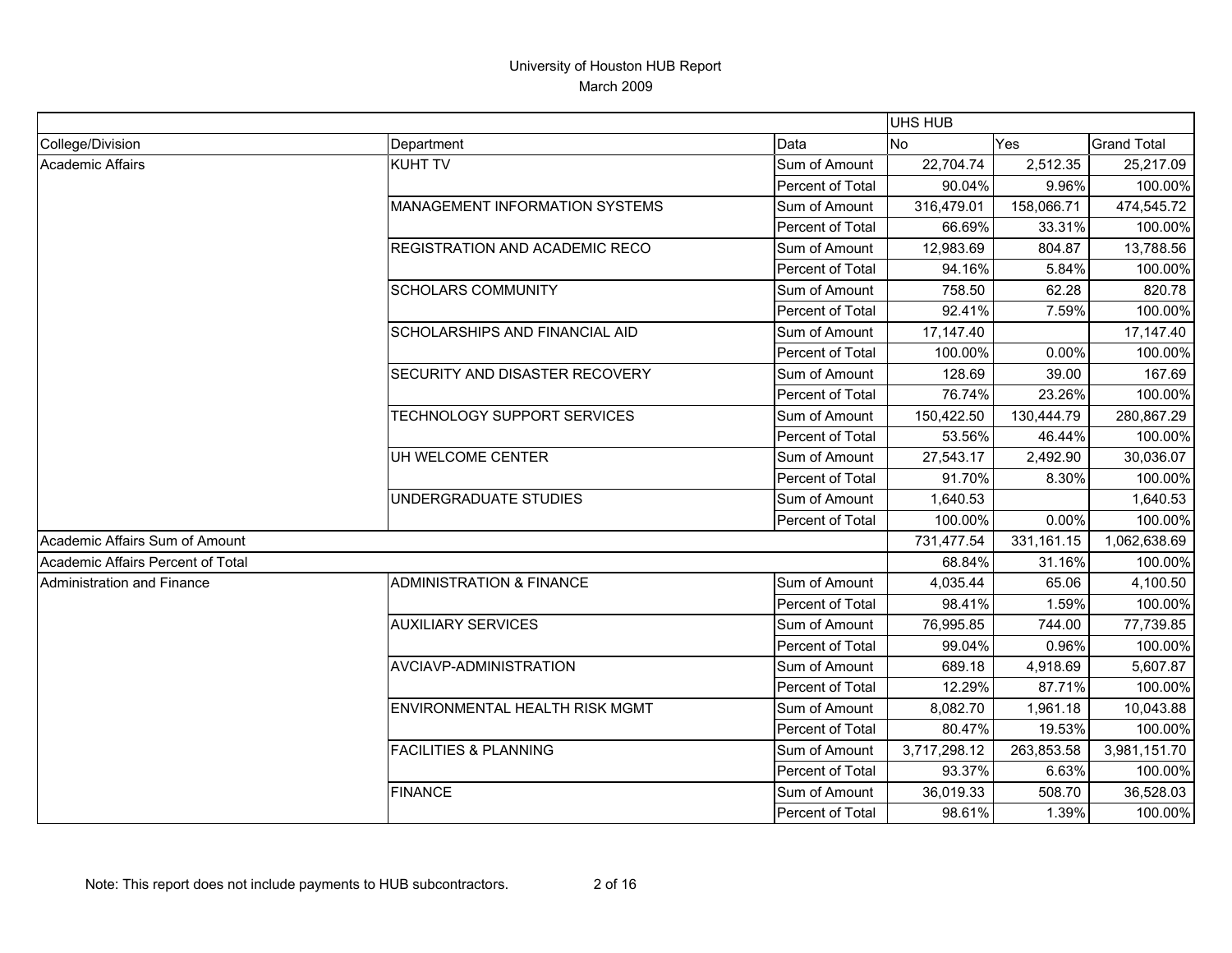# University of Houston HUB Report
March 2009

| | | | UHS HUB | | |
|---|---|---|---|---|---|
| College/Division | Department | Data | No | Yes | Grand Total |
| Academic Affairs | KUHT TV | Sum of Amount | 22,704.74 | 2,512.35 | 25,217.09 |
| | | Percent of Total | 90.04% | 9.96% | 100.00% |
| | MANAGEMENT INFORMATION SYSTEMS | Sum of Amount | 316,479.01 | 158,066.71 | 474,545.72 |
| | | Percent of Total | 66.69% | 33.31% | 100.00% |
| | REGISTRATION AND ACADEMIC RECO | Sum of Amount | 12,983.69 | 804.87 | 13,788.56 |
| | | Percent of Total | 94.16% | 5.84% | 100.00% |
| | SCHOLARS COMMUNITY | Sum of Amount | 758.50 | 62.28 | 820.78 |
| | | Percent of Total | 92.41% | 7.59% | 100.00% |
| | SCHOLARSHIPS AND FINANCIAL AID | Sum of Amount | 17,147.40 | | 17,147.40 |
| | | Percent of Total | 100.00% | 0.00% | 100.00% |
| | SECURITY AND DISASTER RECOVERY | Sum of Amount | 128.69 | 39.00 | 167.69 |
| | | Percent of Total | 76.74% | 23.26% | 100.00% |
| | TECHNOLOGY SUPPORT SERVICES | Sum of Amount | 150,422.50 | 130,444.79 | 280,867.29 |
| | | Percent of Total | 53.56% | 46.44% | 100.00% |
| | UH WELCOME CENTER | Sum of Amount | 27,543.17 | 2,492.90 | 30,036.07 |
| | | Percent of Total | 91.70% | 8.30% | 100.00% |
| | UNDERGRADUATE STUDIES | Sum of Amount | 1,640.53 | | 1,640.53 |
| | | Percent of Total | 100.00% | 0.00% | 100.00% |
| Academic Affairs Sum of Amount | | | 731,477.54 | 331,161.15 | 1,062,638.69 |
| Academic Affairs Percent of Total | | | 68.84% | 31.16% | 100.00% |
| Administration and Finance | ADMINISTRATION & FINANCE | Sum of Amount | 4,035.44 | 65.06 | 4,100.50 |
| | | Percent of Total | 98.41% | 1.59% | 100.00% |
| | AUXILIARY SERVICES | Sum of Amount | 76,995.85 | 744.00 | 77,739.85 |
| | | Percent of Total | 99.04% | 0.96% | 100.00% |
| | AVCIAVP-ADMINISTRATION | Sum of Amount | 689.18 | 4,918.69 | 5,607.87 |
| | | Percent of Total | 12.29% | 87.71% | 100.00% |
| | ENVIRONMENTAL HEALTH RISK MGMT | Sum of Amount | 8,082.70 | 1,961.18 | 10,043.88 |
| | | Percent of Total | 80.47% | 19.53% | 100.00% |
| | FACILITIES & PLANNING | Sum of Amount | 3,717,298.12 | 263,853.58 | 3,981,151.70 |
| | | Percent of Total | 93.37% | 6.63% | 100.00% |
| | FINANCE | Sum of Amount | 36,019.33 | 508.70 | 36,528.03 |
| | | Percent of Total | 98.61% | 1.39% | 100.00% |

Note: This report does not include payments to HUB subcontractors.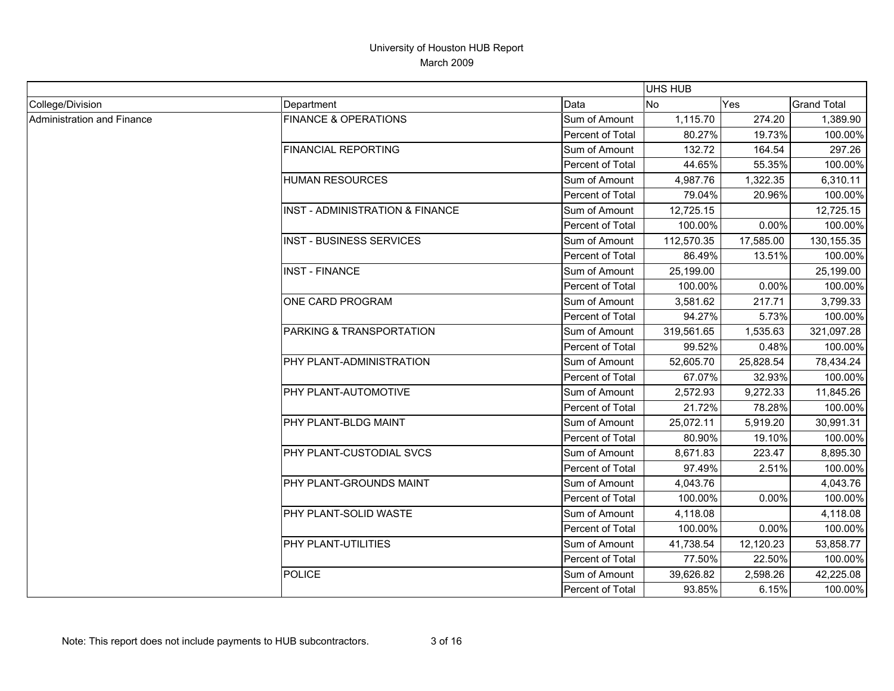# University of Houston HUB Report

March 2009

| | | | UHS HUB | | |
|---|---|---|---|---|---|
| College/Division | Department | Data | No | Yes | Grand Total |
| Administration and Finance | FINANCE & OPERATIONS | Sum of Amount | 1,115.70 | 274.20 | 1,389.90 |
| | | Percent of Total | 80.27% | 19.73% | 100.00% |
| | FINANCIAL REPORTING | Sum of Amount | 132.72 | 164.54 | 297.26 |
| | | Percent of Total | 44.65% | 55.35% | 100.00% |
| | HUMAN RESOURCES | Sum of Amount | 4,987.76 | 1,322.35 | 6,310.11 |
| | | Percent of Total | 79.04% | 20.96% | 100.00% |
| | INST - ADMINISTRATION & FINANCE | Sum of Amount | 12,725.15 | | 12,725.15 |
| | | Percent of Total | 100.00% | 0.00% | 100.00% |
| | INST - BUSINESS SERVICES | Sum of Amount | 112,570.35 | 17,585.00 | 130,155.35 |
| | | Percent of Total | 86.49% | 13.51% | 100.00% |
| | INST - FINANCE | Sum of Amount | 25,199.00 | | 25,199.00 |
| | | Percent of Total | 100.00% | 0.00% | 100.00% |
| | ONE CARD PROGRAM | Sum of Amount | 3,581.62 | 217.71 | 3,799.33 |
| | | Percent of Total | 94.27% | 5.73% | 100.00% |
| | PARKING & TRANSPORTATION | Sum of Amount | 319,561.65 | 1,535.63 | 321,097.28 |
| | | Percent of Total | 99.52% | 0.48% | 100.00% |
| | PHY PLANT-ADMINISTRATION | Sum of Amount | 52,605.70 | 25,828.54 | 78,434.24 |
| | | Percent of Total | 67.07% | 32.93% | 100.00% |
| | PHY PLANT-AUTOMOTIVE | Sum of Amount | 2,572.93 | 9,272.33 | 11,845.26 |
| | | Percent of Total | 21.72% | 78.28% | 100.00% |
| | PHY PLANT-BLDG MAINT | Sum of Amount | 25,072.11 | 5,919.20 | 30,991.31 |
| | | Percent of Total | 80.90% | 19.10% | 100.00% |
| | PHY PLANT-CUSTODIAL SVCS | Sum of Amount | 8,671.83 | 223.47 | 8,895.30 |
| | | Percent of Total | 97.49% | 2.51% | 100.00% |
| | PHY PLANT-GROUNDS MAINT | Sum of Amount | 4,043.76 | | 4,043.76 |
| | | Percent of Total | 100.00% | 0.00% | 100.00% |
| | PHY PLANT-SOLID WASTE | Sum of Amount | 4,118.08 | | 4,118.08 |
| | | Percent of Total | 100.00% | 0.00% | 100.00% |
| | PHY PLANT-UTILITIES | Sum of Amount | 41,738.54 | 12,120.23 | 53,858.77 |
| | | Percent of Total | 77.50% | 22.50% | 100.00% |
| | POLICE | Sum of Amount | 39,626.82 | 2,598.26 | 42,225.08 |
| | | Percent of Total | 93.85% | 6.15% | 100.00% |

Note: This report does not include payments to HUB subcontractors.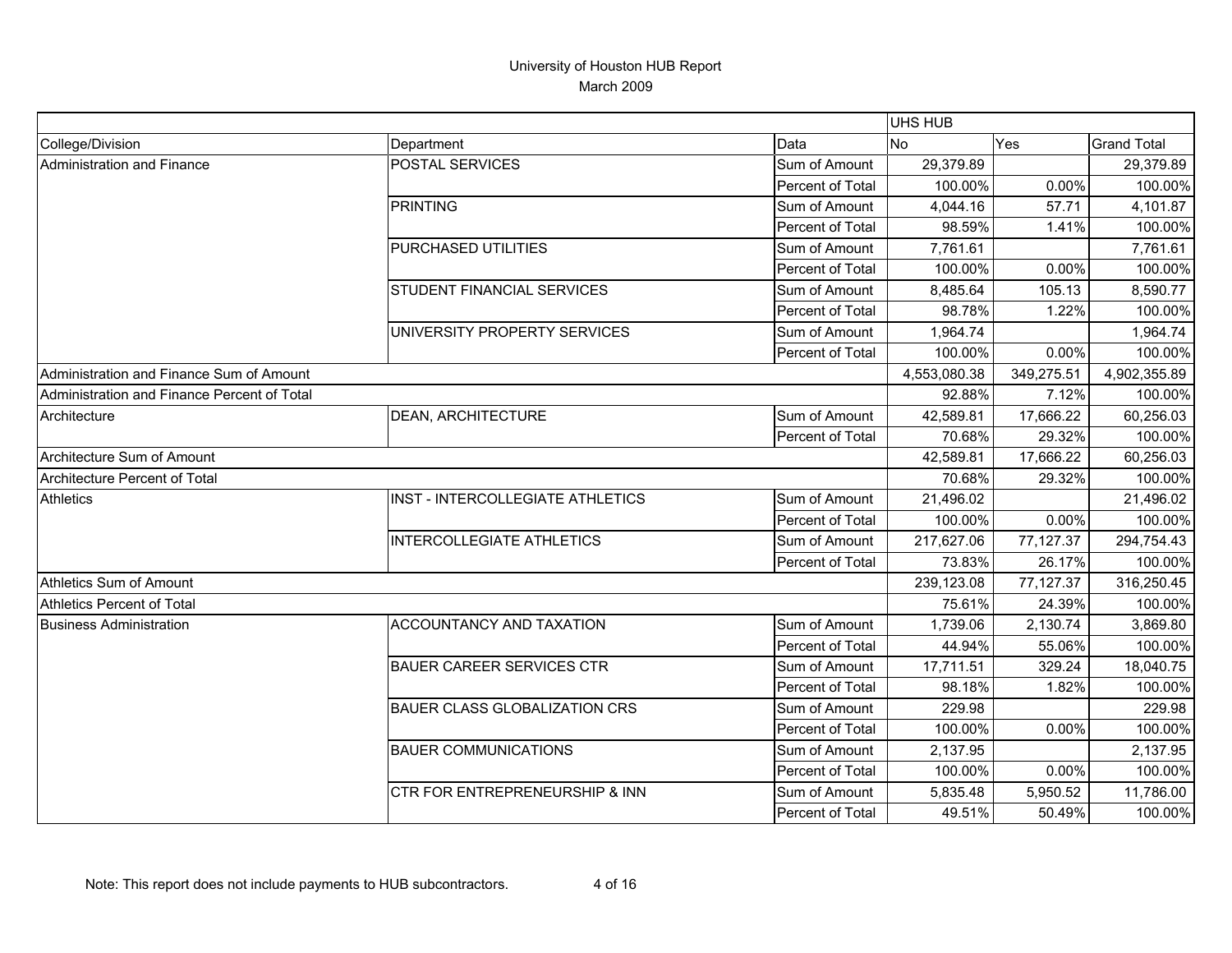University of Houston HUB Report

March 2009

| | | | UHS HUB | | |
|---|---|---|---|---|---|
| College/Division | Department | Data | No | Yes | Grand Total |
| Administration and Finance | POSTAL SERVICES | Sum of Amount | 29,379.89 | | 29,379.89 |
| | | Percent of Total | 100.00% | 0.00% | 100.00% |
| | PRINTING | Sum of Amount | 4,044.16 | 57.71 | 4,101.87 |
| | | Percent of Total | 98.59% | 1.41% | 100.00% |
| | PURCHASED UTILITIES | Sum of Amount | 7,761.61 | | 7,761.61 |
| | | Percent of Total | 100.00% | 0.00% | 100.00% |
| | STUDENT FINANCIAL SERVICES | Sum of Amount | 8,485.64 | 105.13 | 8,590.77 |
| | | Percent of Total | 98.78% | 1.22% | 100.00% |
| | UNIVERSITY PROPERTY SERVICES | Sum of Amount | 1,964.74 | | 1,964.74 |
| | | Percent of Total | 100.00% | 0.00% | 100.00% |
| Administration and Finance Sum of Amount | | | 4,553,080.38 | 349,275.51 | 4,902,355.89 |
| Administration and Finance Percent of Total | | | 92.88% | 7.12% | 100.00% |
| Architecture | DEAN, ARCHITECTURE | Sum of Amount | 42,589.81 | 17,666.22 | 60,256.03 |
| | | Percent of Total | 70.68% | 29.32% | 100.00% |
| Architecture Sum of Amount | | | 42,589.81 | 17,666.22 | 60,256.03 |
| Architecture Percent of Total | | | 70.68% | 29.32% | 100.00% |
| Athletics | INST - INTERCOLLEGIATE ATHLETICS | Sum of Amount | 21,496.02 | | 21,496.02 |
| | | Percent of Total | 100.00% | 0.00% | 100.00% |
| | INTERCOLLEGIATE ATHLETICS | Sum of Amount | 217,627.06 | 77,127.37 | 294,754.43 |
| | | Percent of Total | 73.83% | 26.17% | 100.00% |
| Athletics Sum of Amount | | | 239,123.08 | 77,127.37 | 316,250.45 |
| Athletics Percent of Total | | | 75.61% | 24.39% | 100.00% |
| Business Administration | ACCOUNTANCY AND TAXATION | Sum of Amount | 1,739.06 | 2,130.74 | 3,869.80 |
| | | Percent of Total | 44.94% | 55.06% | 100.00% |
| | BAUER CAREER SERVICES CTR | Sum of Amount | 17,711.51 | 329.24 | 18,040.75 |
| | | Percent of Total | 98.18% | 1.82% | 100.00% |
| | BAUER CLASS GLOBALIZATION CRS | Sum of Amount | 229.98 | | 229.98 |
| | | Percent of Total | 100.00% | 0.00% | 100.00% |
| | BAUER COMMUNICATIONS | Sum of Amount | 2,137.95 | | 2,137.95 |
| | | Percent of Total | 100.00% | 0.00% | 100.00% |
| | CTR FOR ENTREPRENEURSHIP & INN | Sum of Amount | 5,835.48 | 5,950.52 | 11,786.00 |
| | | Percent of Total | 49.51% | 50.49% | 100.00% |

Note: This report does not include payments to HUB subcontractors.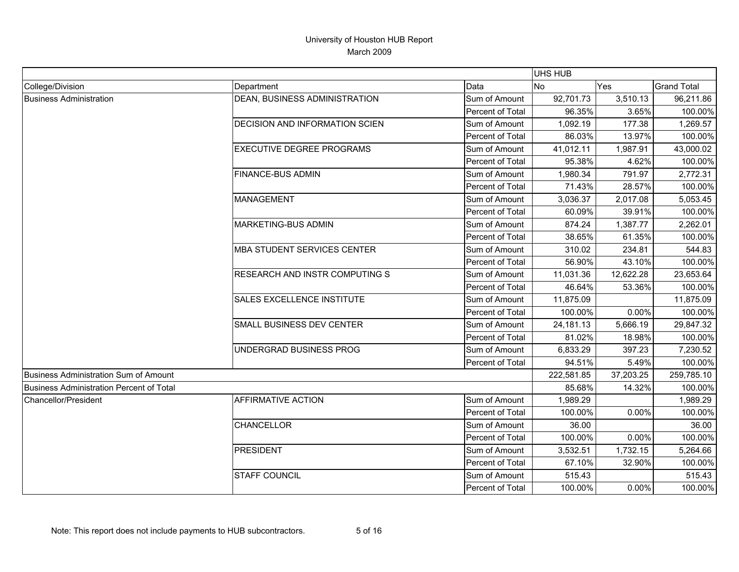# University of Houston HUB Report

March 2009

| | | | UHS HUB | | |
|---|---|---|---|---|---|
| College/Division | Department | Data | No | Yes | Grand Total |
| Business Administration | DEAN, BUSINESS ADMINISTRATION | Sum of Amount | 92,701.73 | 3,510.13 | 96,211.86 |
| | | Percent of Total | 96.35% | 3.65% | 100.00% |
| | DECISION AND INFORMATION SCIEN | Sum of Amount | 1,092.19 | 177.38 | 1,269.57 |
| | | Percent of Total | 86.03% | 13.97% | 100.00% |
| | EXECUTIVE DEGREE PROGRAMS | Sum of Amount | 41,012.11 | 1,987.91 | 43,000.02 |
| | | Percent of Total | 95.38% | 4.62% | 100.00% |
| | FINANCE-BUS ADMIN | Sum of Amount | 1,980.34 | 791.97 | 2,772.31 |
| | | Percent of Total | 71.43% | 28.57% | 100.00% |
| | MANAGEMENT | Sum of Amount | 3,036.37 | 2,017.08 | 5,053.45 |
| | | Percent of Total | 60.09% | 39.91% | 100.00% |
| | MARKETING-BUS ADMIN | Sum of Amount | 874.24 | 1,387.77 | 2,262.01 |
| | | Percent of Total | 38.65% | 61.35% | 100.00% |
| | MBA STUDENT SERVICES CENTER | Sum of Amount | 310.02 | 234.81 | 544.83 |
| | | Percent of Total | 56.90% | 43.10% | 100.00% |
| | RESEARCH AND INSTR COMPUTING S | Sum of Amount | 11,031.36 | 12,622.28 | 23,653.64 |
| | | Percent of Total | 46.64% | 53.36% | 100.00% |
| | SALES EXCELLENCE INSTITUTE | Sum of Amount | 11,875.09 | | 11,875.09 |
| | | Percent of Total | 100.00% | 0.00% | 100.00% |
| | SMALL BUSINESS DEV CENTER | Sum of Amount | 24,181.13 | 5,666.19 | 29,847.32 |
| | | Percent of Total | 81.02% | 18.98% | 100.00% |
| | UNDERGRAD BUSINESS PROG | Sum of Amount | 6,833.29 | 397.23 | 7,230.52 |
| | | Percent of Total | 94.51% | 5.49% | 100.00% |
| Business Administration Sum of Amount | | | 222,581.85 | 37,203.25 | 259,785.10 |
| Business Administration Percent of Total | | | 85.68% | 14.32% | 100.00% |
| Chancellor/President | AFFIRMATIVE ACTION | Sum of Amount | 1,989.29 | | 1,989.29 |
| | | Percent of Total | 100.00% | 0.00% | 100.00% |
| | CHANCELLOR | Sum of Amount | 36.00 | | 36.00 |
| | | Percent of Total | 100.00% | 0.00% | 100.00% |
| | PRESIDENT | Sum of Amount | 3,532.51 | 1,732.15 | 5,264.66 |
| | | Percent of Total | 67.10% | 32.90% | 100.00% |
| | STAFF COUNCIL | Sum of Amount | 515.43 | | 515.43 |
| | | Percent of Total | 100.00% | 0.00% | 100.00% |

Note: This report does not include payments to HUB subcontractors.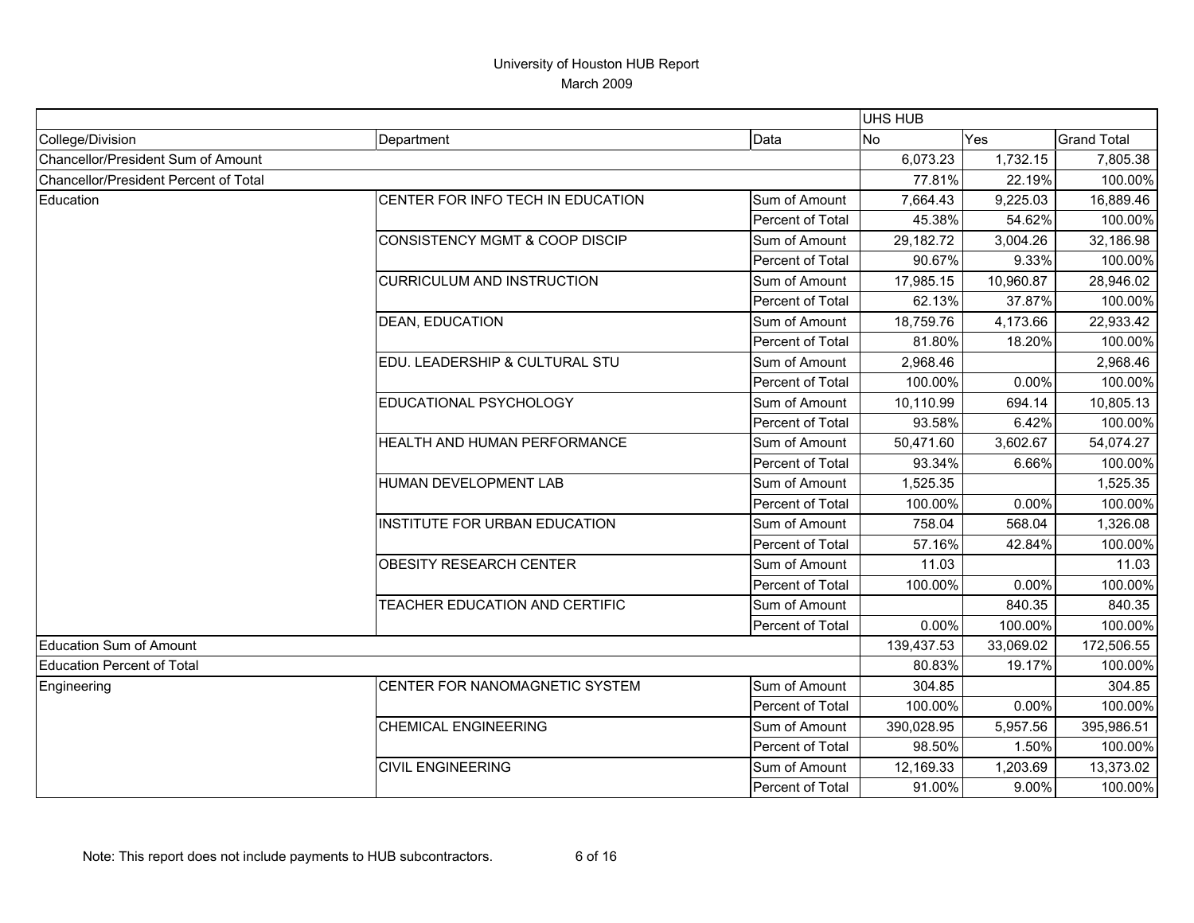# University of Houston HUB Report

March 2009

| | | | UHS HUB | | |
|---|---|---|---|---|---|
| College/Division | Department | Data | No | Yes | Grand Total |
| Chancellor/President Sum of Amount | | | 6,073.23 | 1,732.15 | 7,805.38 |
| Chancellor/President Percent of Total | | | 77.81% | 22.19% | 100.00% |
| Education | CENTER FOR INFO TECH IN EDUCATION | Sum of Amount | 7,664.43 | 9,225.03 | 16,889.46 |
| | | Percent of Total | 45.38% | 54.62% | 100.00% |
| | CONSISTENCY MGMT & COOP DISCIP | Sum of Amount | 29,182.72 | 3,004.26 | 32,186.98 |
| | | Percent of Total | 90.67% | 9.33% | 100.00% |
| | CURRICULUM AND INSTRUCTION | Sum of Amount | 17,985.15 | 10,960.87 | 28,946.02 |
| | | Percent of Total | 62.13% | 37.87% | 100.00% |
| | DEAN, EDUCATION | Sum of Amount | 18,759.76 | 4,173.66 | 22,933.42 |
| | | Percent of Total | 81.80% | 18.20% | 100.00% |
| | EDU. LEADERSHIP & CULTURAL STU | Sum of Amount | 2,968.46 | | 2,968.46 |
| | | Percent of Total | 100.00% | 0.00% | 100.00% |
| | EDUCATIONAL PSYCHOLOGY | Sum of Amount | 10,110.99 | 694.14 | 10,805.13 |
| | | Percent of Total | 93.58% | 6.42% | 100.00% |
| | HEALTH AND HUMAN PERFORMANCE | Sum of Amount | 50,471.60 | 3,602.67 | 54,074.27 |
| | | Percent of Total | 93.34% | 6.66% | 100.00% |
| | HUMAN DEVELOPMENT LAB | Sum of Amount | 1,525.35 | | 1,525.35 |
| | | Percent of Total | 100.00% | 0.00% | 100.00% |
| | INSTITUTE FOR URBAN EDUCATION | Sum of Amount | 758.04 | 568.04 | 1,326.08 |
| | | Percent of Total | 57.16% | 42.84% | 100.00% |
| | OBESITY RESEARCH CENTER | Sum of Amount | 11.03 | | 11.03 |
| | | Percent of Total | 100.00% | 0.00% | 100.00% |
| | TEACHER EDUCATION AND CERTIFIC | Sum of Amount | | 840.35 | 840.35 |
| | | Percent of Total | 0.00% | 100.00% | 100.00% |
| Education Sum of Amount | | | 139,437.53 | 33,069.02 | 172,506.55 |
| Education Percent of Total | | | 80.83% | 19.17% | 100.00% |
| Engineering | CENTER FOR NANOMAGNETIC SYSTEM | Sum of Amount | 304.85 | | 304.85 |
| | | Percent of Total | 100.00% | 0.00% | 100.00% |
| | CHEMICAL ENGINEERING | Sum of Amount | 390,028.95 | 5,957.56 | 395,986.51 |
| | | Percent of Total | 98.50% | 1.50% | 100.00% |
| | CIVIL ENGINEERING | Sum of Amount | 12,169.33 | 1,203.69 | 13,373.02 |
| | | Percent of Total | 91.00% | 9.00% | 100.00% |

Note: This report does not include payments to HUB subcontractors.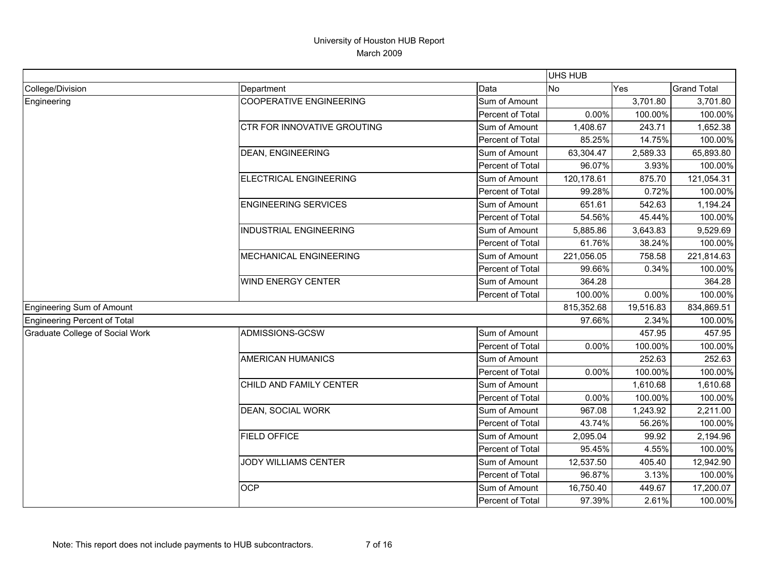# University of Houston HUB Report

March 2009

| | | | UHS HUB | | |
|---|---|---|---|---|---|
| College/Division | Department | Data | No | Yes | Grand Total |
| Engineering | COOPERATIVE ENGINEERING | Sum of Amount | | 3,701.80 | 3,701.80 |
| | | Percent of Total | 0.00% | 100.00% | 100.00% |
| | CTR FOR INNOVATIVE GROUTING | Sum of Amount | 1,408.67 | 243.71 | 1,652.38 |
| | | Percent of Total | 85.25% | 14.75% | 100.00% |
| | DEAN, ENGINEERING | Sum of Amount | 63,304.47 | 2,589.33 | 65,893.80 |
| | | Percent of Total | 96.07% | 3.93% | 100.00% |
| | ELECTRICAL ENGINEERING | Sum of Amount | 120,178.61 | 875.70 | 121,054.31 |
| | | Percent of Total | 99.28% | 0.72% | 100.00% |
| | ENGINEERING SERVICES | Sum of Amount | 651.61 | 542.63 | 1,194.24 |
| | | Percent of Total | 54.56% | 45.44% | 100.00% |
| | INDUSTRIAL ENGINEERING | Sum of Amount | 5,885.86 | 3,643.83 | 9,529.69 |
| | | Percent of Total | 61.76% | 38.24% | 100.00% |
| | MECHANICAL ENGINEERING | Sum of Amount | 221,056.05 | 758.58 | 221,814.63 |
| | | Percent of Total | 99.66% | 0.34% | 100.00% |
| | WIND ENERGY CENTER | Sum of Amount | 364.28 | | 364.28 |
| | | Percent of Total | 100.00% | 0.00% | 100.00% |
| Engineering Sum of Amount | | | 815,352.68 | 19,516.83 | 834,869.51 |
| Engineering Percent of Total | | | 97.66% | 2.34% | 100.00% |
| Graduate College of Social Work | ADMISSIONS-GCSW | Sum of Amount | | 457.95 | 457.95 |
| | | Percent of Total | 0.00% | 100.00% | 100.00% |
| | AMERICAN HUMANICS | Sum of Amount | | 252.63 | 252.63 |
| | | Percent of Total | 0.00% | 100.00% | 100.00% |
| | CHILD AND FAMILY CENTER | Sum of Amount | | 1,610.68 | 1,610.68 |
| | | Percent of Total | 0.00% | 100.00% | 100.00% |
| | DEAN, SOCIAL WORK | Sum of Amount | 967.08 | 1,243.92 | 2,211.00 |
| | | Percent of Total | 43.74% | 56.26% | 100.00% |
| | FIELD OFFICE | Sum of Amount | 2,095.04 | 99.92 | 2,194.96 |
| | | Percent of Total | 95.45% | 4.55% | 100.00% |
| | JODY WILLIAMS CENTER | Sum of Amount | 12,537.50 | 405.40 | 12,942.90 |
| | | Percent of Total | 96.87% | 3.13% | 100.00% |
| | OCP | Sum of Amount | 16,750.40 | 449.67 | 17,200.07 |
| | | Percent of Total | 97.39% | 2.61% | 100.00% |

Note: This report does not include payments to HUB subcontractors.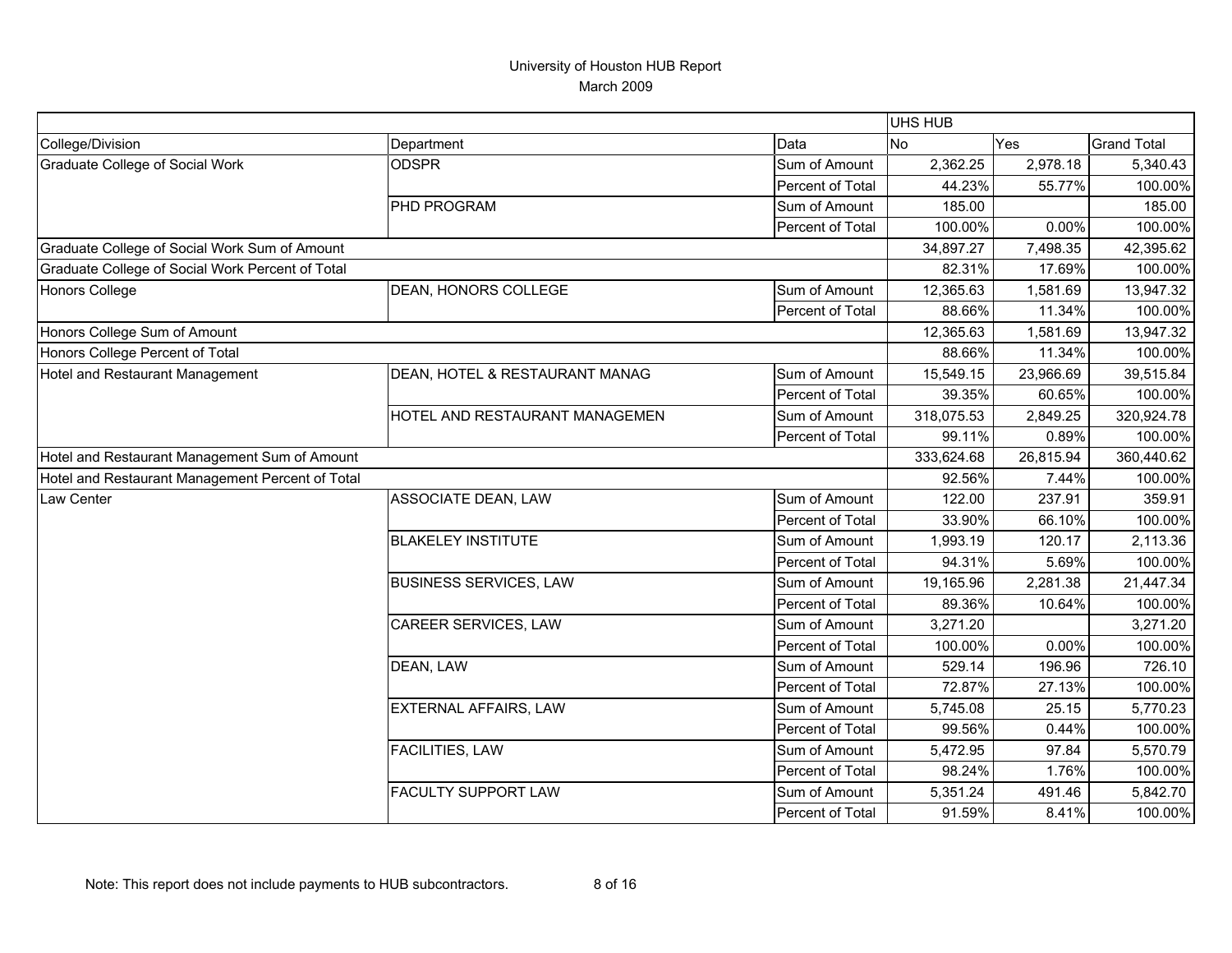# University of Houston HUB Report

March 2009

| | | | UHS HUB | | |
|---|---|---|---|---|---|
| College/Division | Department | Data | No | Yes | Grand Total |
| Graduate College of Social Work | ODSPR | Sum of Amount | 2,362.25 | 2,978.18 | 5,340.43 |
| | | Percent of Total | 44.23% | 55.77% | 100.00% |
| | PHD PROGRAM | Sum of Amount | 185.00 | | 185.00 |
| | | Percent of Total | 100.00% | 0.00% | 100.00% |
| Graduate College of Social Work Sum of Amount | | | 34,897.27 | 7,498.35 | 42,395.62 |
| Graduate College of Social Work Percent of Total | | | 82.31% | 17.69% | 100.00% |
| Honors College | DEAN, HONORS COLLEGE | Sum of Amount | 12,365.63 | 1,581.69 | 13,947.32 |
| | | Percent of Total | 88.66% | 11.34% | 100.00% |
| Honors College Sum of Amount | | | 12,365.63 | 1,581.69 | 13,947.32 |
| Honors College Percent of Total | | | 88.66% | 11.34% | 100.00% |
| Hotel and Restaurant Management | DEAN, HOTEL & RESTAURANT MANAG | Sum of Amount | 15,549.15 | 23,966.69 | 39,515.84 |
| | | Percent of Total | 39.35% | 60.65% | 100.00% |
| | HOTEL AND RESTAURANT MANAGEMEN | Sum of Amount | 318,075.53 | 2,849.25 | 320,924.78 |
| | | Percent of Total | 99.11% | 0.89% | 100.00% |
| Hotel and Restaurant Management Sum of Amount | | | 333,624.68 | 26,815.94 | 360,440.62 |
| Hotel and Restaurant Management Percent of Total | | | 92.56% | 7.44% | 100.00% |
| Law Center | ASSOCIATE DEAN, LAW | Sum of Amount | 122.00 | 237.91 | 359.91 |
| | | Percent of Total | 33.90% | 66.10% | 100.00% |
| | BLAKELEY INSTITUTE | Sum of Amount | 1,993.19 | 120.17 | 2,113.36 |
| | | Percent of Total | 94.31% | 5.69% | 100.00% |
| | BUSINESS SERVICES, LAW | Sum of Amount | 19,165.96 | 2,281.38 | 21,447.34 |
| | | Percent of Total | 89.36% | 10.64% | 100.00% |
| | CAREER SERVICES, LAW | Sum of Amount | 3,271.20 | | 3,271.20 |
| | | Percent of Total | 100.00% | 0.00% | 100.00% |
| | DEAN, LAW | Sum of Amount | 529.14 | 196.96 | 726.10 |
| | | Percent of Total | 72.87% | 27.13% | 100.00% |
| | EXTERNAL AFFAIRS, LAW | Sum of Amount | 5,745.08 | 25.15 | 5,770.23 |
| | | Percent of Total | 99.56% | 0.44% | 100.00% |
| | FACILITIES, LAW | Sum of Amount | 5,472.95 | 97.84 | 5,570.79 |
| | | Percent of Total | 98.24% | 1.76% | 100.00% |
| | FACULTY SUPPORT LAW | Sum of Amount | 5,351.24 | 491.46 | 5,842.70 |
| | | Percent of Total | 91.59% | 8.41% | 100.00% |

Note: This report does not include payments to HUB subcontractors.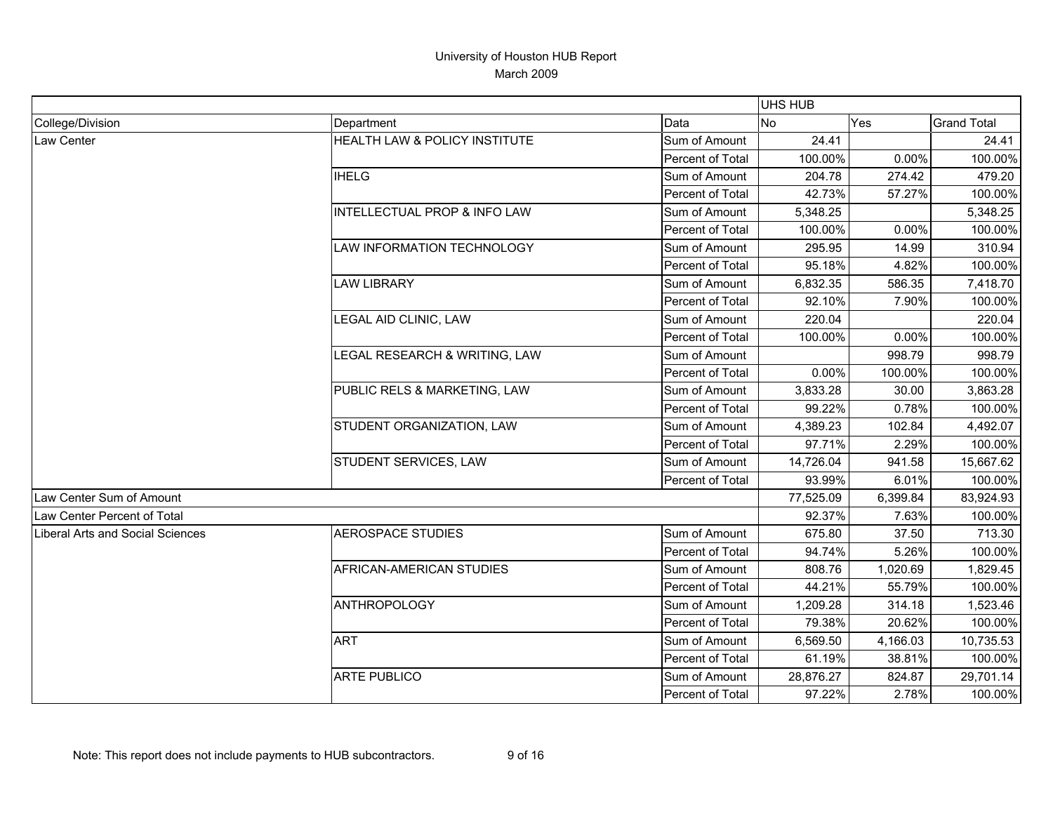# University of Houston HUB Report

March 2009

| | | | UHS HUB | | |
|---|---|---|---|---|---|
| College/Division | Department | Data | No | Yes | Grand Total |
| Law Center | HEALTH LAW & POLICY INSTITUTE | Sum of Amount | 24.41 | | 24.41 |
| | | Percent of Total | 100.00% | 0.00% | 100.00% |
| | IHELG | Sum of Amount | 204.78 | 274.42 | 479.20 |
| | | Percent of Total | 42.73% | 57.27% | 100.00% |
| | INTELLECTUAL PROP & INFO LAW | Sum of Amount | 5,348.25 | | 5,348.25 |
| | | Percent of Total | 100.00% | 0.00% | 100.00% |
| | LAW INFORMATION TECHNOLOGY | Sum of Amount | 295.95 | 14.99 | 310.94 |
| | | Percent of Total | 95.18% | 4.82% | 100.00% |
| | LAW LIBRARY | Sum of Amount | 6,832.35 | 586.35 | 7,418.70 |
| | | Percent of Total | 92.10% | 7.90% | 100.00% |
| | LEGAL AID CLINIC, LAW | Sum of Amount | 220.04 | | 220.04 |
| | | Percent of Total | 100.00% | 0.00% | 100.00% |
| | LEGAL RESEARCH & WRITING, LAW | Sum of Amount | | 998.79 | 998.79 |
| | | Percent of Total | 0.00% | 100.00% | 100.00% |
| | PUBLIC RELS & MARKETING, LAW | Sum of Amount | 3,833.28 | 30.00 | 3,863.28 |
| | | Percent of Total | 99.22% | 0.78% | 100.00% |
| | STUDENT ORGANIZATION, LAW | Sum of Amount | 4,389.23 | 102.84 | 4,492.07 |
| | | Percent of Total | 97.71% | 2.29% | 100.00% |
| | STUDENT SERVICES, LAW | Sum of Amount | 14,726.04 | 941.58 | 15,667.62 |
| | | Percent of Total | 93.99% | 6.01% | 100.00% |
| Law Center Sum of Amount | | | 77,525.09 | 6,399.84 | 83,924.93 |
| Law Center Percent of Total | | | 92.37% | 7.63% | 100.00% |
| Liberal Arts and Social Sciences | AEROSPACE STUDIES | Sum of Amount | 675.80 | 37.50 | 713.30 |
| | | Percent of Total | 94.74% | 5.26% | 100.00% |
| | AFRICAN-AMERICAN STUDIES | Sum of Amount | 808.76 | 1,020.69 | 1,829.45 |
| | | Percent of Total | 44.21% | 55.79% | 100.00% |
| | ANTHROPOLOGY | Sum of Amount | 1,209.28 | 314.18 | 1,523.46 |
| | | Percent of Total | 79.38% | 20.62% | 100.00% |
| | ART | Sum of Amount | 6,569.50 | 4,166.03 | 10,735.53 |
| | | Percent of Total | 61.19% | 38.81% | 100.00% |
| | ARTE PUBLICO | Sum of Amount | 28,876.27 | 824.87 | 29,701.14 |
| | | Percent of Total | 97.22% | 2.78% | 100.00% |

Note: This report does not include payments to HUB subcontractors.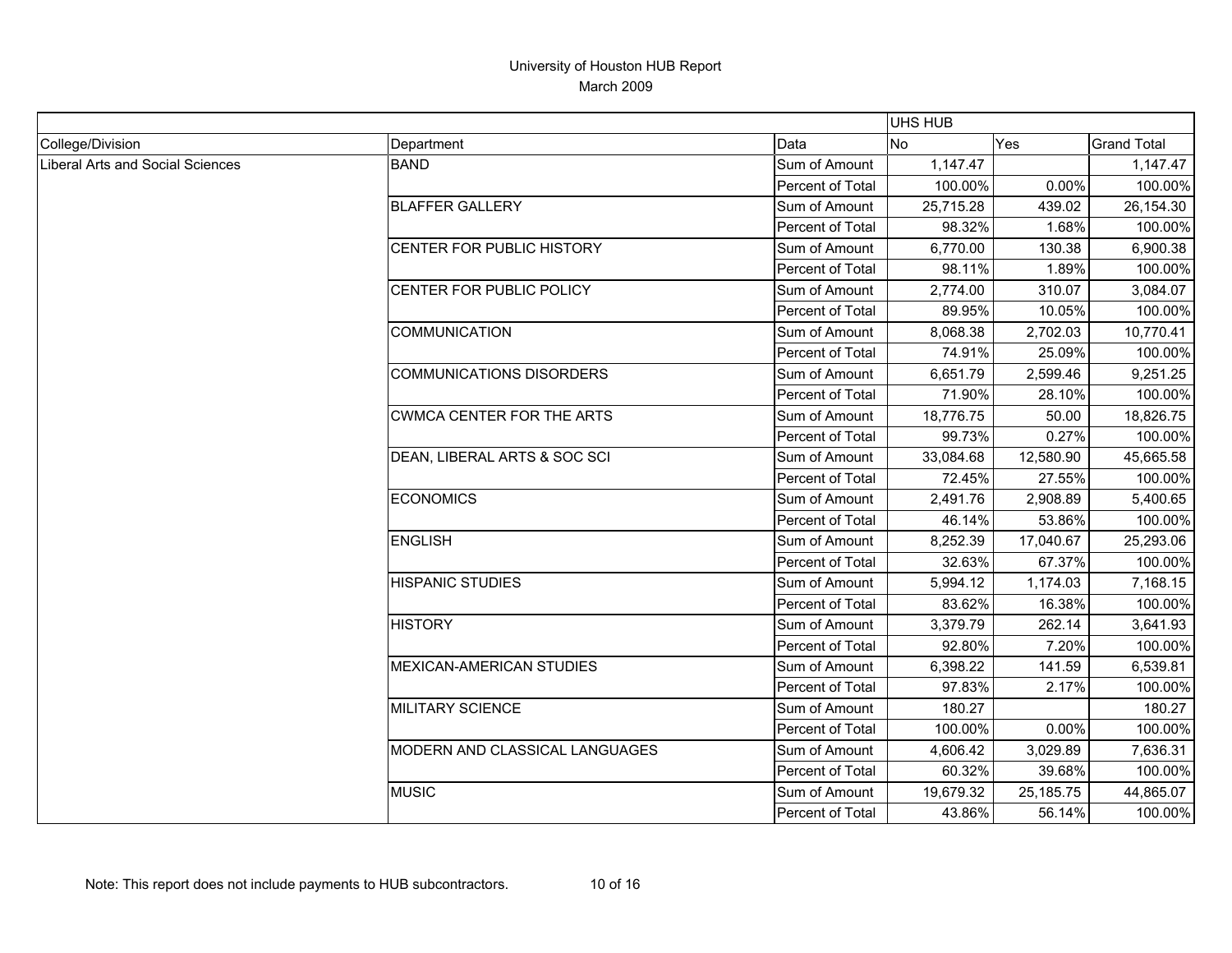# University of Houston HUB Report

March 2009

| | | | UHS HUB | | |
|---|---|---|---|---|---|
| College/Division | Department | Data | No | Yes | Grand Total |
| Liberal Arts and Social Sciences | BAND | Sum of Amount | 1,147.47 | | 1,147.47 |
| | | Percent of Total | 100.00% | 0.00% | 100.00% |
| | BLAFFER GALLERY | Sum of Amount | 25,715.28 | 439.02 | 26,154.30 |
| | | Percent of Total | 98.32% | 1.68% | 100.00% |
| | CENTER FOR PUBLIC HISTORY | Sum of Amount | 6,770.00 | 130.38 | 6,900.38 |
| | | Percent of Total | 98.11% | 1.89% | 100.00% |
| | CENTER FOR PUBLIC POLICY | Sum of Amount | 2,774.00 | 310.07 | 3,084.07 |
| | | Percent of Total | 89.95% | 10.05% | 100.00% |
| | COMMUNICATION | Sum of Amount | 8,068.38 | 2,702.03 | 10,770.41 |
| | | Percent of Total | 74.91% | 25.09% | 100.00% |
| | COMMUNICATIONS DISORDERS | Sum of Amount | 6,651.79 | 2,599.46 | 9,251.25 |
| | | Percent of Total | 71.90% | 28.10% | 100.00% |
| | CWMCA CENTER FOR THE ARTS | Sum of Amount | 18,776.75 | 50.00 | 18,826.75 |
| | | Percent of Total | 99.73% | 0.27% | 100.00% |
| | DEAN, LIBERAL ARTS & SOC SCI | Sum of Amount | 33,084.68 | 12,580.90 | 45,665.58 |
| | | Percent of Total | 72.45% | 27.55% | 100.00% |
| | ECONOMICS | Sum of Amount | 2,491.76 | 2,908.89 | 5,400.65 |
| | | Percent of Total | 46.14% | 53.86% | 100.00% |
| | ENGLISH | Sum of Amount | 8,252.39 | 17,040.67 | 25,293.06 |
| | | Percent of Total | 32.63% | 67.37% | 100.00% |
| | HISPANIC STUDIES | Sum of Amount | 5,994.12 | 1,174.03 | 7,168.15 |
| | | Percent of Total | 83.62% | 16.38% | 100.00% |
| | HISTORY | Sum of Amount | 3,379.79 | 262.14 | 3,641.93 |
| | | Percent of Total | 92.80% | 7.20% | 100.00% |
| | MEXICAN-AMERICAN STUDIES | Sum of Amount | 6,398.22 | 141.59 | 6,539.81 |
| | | Percent of Total | 97.83% | 2.17% | 100.00% |
| | MILITARY SCIENCE | Sum of Amount | 180.27 | | 180.27 |
| | | Percent of Total | 100.00% | 0.00% | 100.00% |
| | MODERN AND CLASSICAL LANGUAGES | Sum of Amount | 4,606.42 | 3,029.89 | 7,636.31 |
| | | Percent of Total | 60.32% | 39.68% | 100.00% |
| | MUSIC | Sum of Amount | 19,679.32 | 25,185.75 | 44,865.07 |
| | | Percent of Total | 43.86% | 56.14% | 100.00% |

Note: This report does not include payments to HUB subcontractors.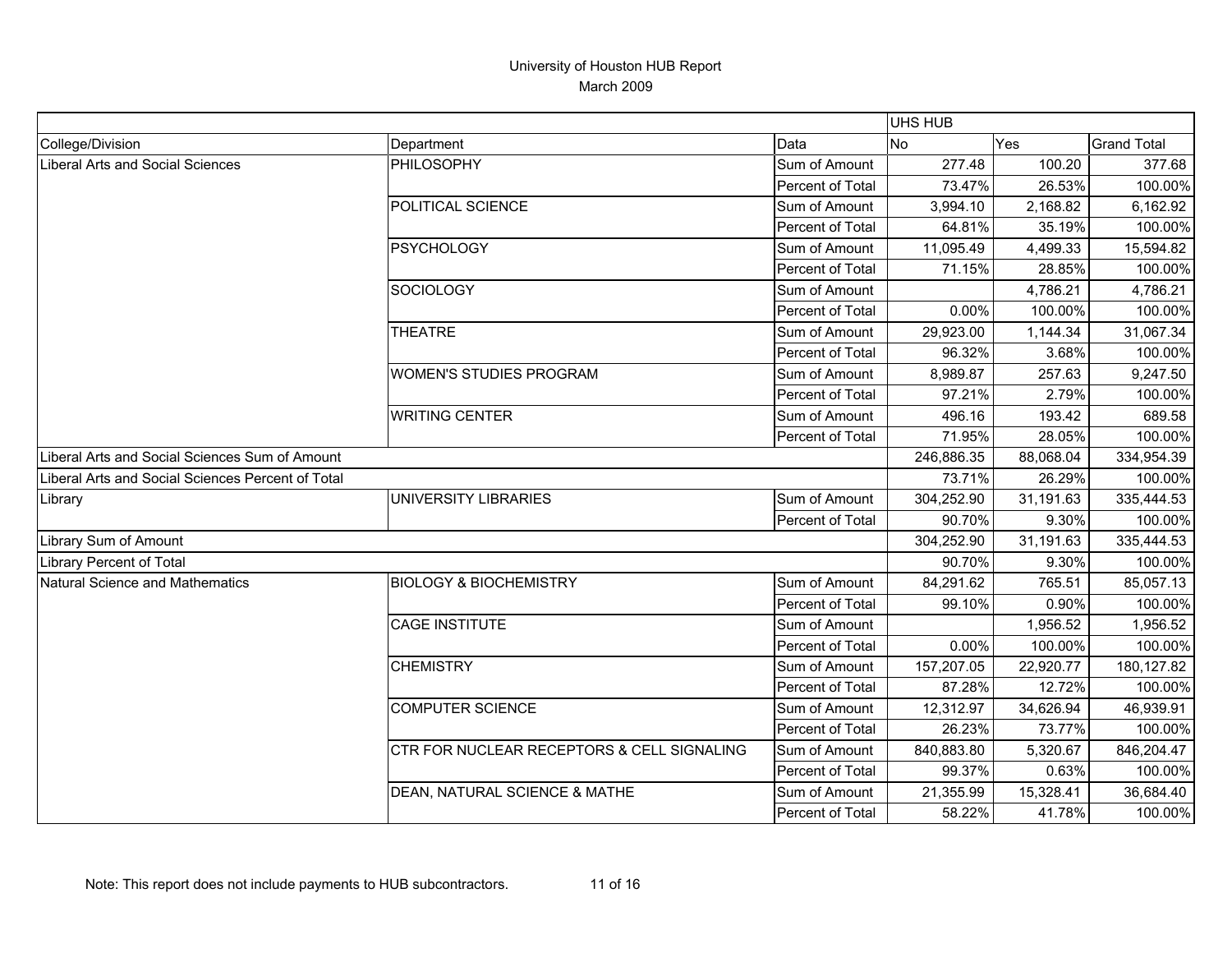# University of Houston HUB Report

March 2009

| | | | UHS HUB | | |
|---|---|---|---|---|---|
| College/Division | Department | Data | No | Yes | Grand Total |
| Liberal Arts and Social Sciences | PHILOSOPHY | Sum of Amount | 277.48 | 100.20 | 377.68 |
| | | Percent of Total | 73.47% | 26.53% | 100.00% |
| | POLITICAL SCIENCE | Sum of Amount | 3,994.10 | 2,168.82 | 6,162.92 |
| | | Percent of Total | 64.81% | 35.19% | 100.00% |
| | PSYCHOLOGY | Sum of Amount | 11,095.49 | 4,499.33 | 15,594.82 |
| | | Percent of Total | 71.15% | 28.85% | 100.00% |
| | SOCIOLOGY | Sum of Amount | | 4,786.21 | 4,786.21 |
| | | Percent of Total | 0.00% | 100.00% | 100.00% |
| | THEATRE | Sum of Amount | 29,923.00 | 1,144.34 | 31,067.34 |
| | | Percent of Total | 96.32% | 3.68% | 100.00% |
| | WOMEN'S STUDIES PROGRAM | Sum of Amount | 8,989.87 | 257.63 | 9,247.50 |
| | | Percent of Total | 97.21% | 2.79% | 100.00% |
| | WRITING CENTER | Sum of Amount | 496.16 | 193.42 | 689.58 |
| | | Percent of Total | 71.95% | 28.05% | 100.00% |
| Liberal Arts and Social Sciences Sum of Amount | | | 246,886.35 | 88,068.04 | 334,954.39 |
| Liberal Arts and Social Sciences Percent of Total | | | 73.71% | 26.29% | 100.00% |
| Library | UNIVERSITY LIBRARIES | Sum of Amount | 304,252.90 | 31,191.63 | 335,444.53 |
| | | Percent of Total | 90.70% | 9.30% | 100.00% |
| Library Sum of Amount | | | 304,252.90 | 31,191.63 | 335,444.53 |
| Library Percent of Total | | | 90.70% | 9.30% | 100.00% |
| Natural Science and Mathematics | BIOLOGY & BIOCHEMISTRY | Sum of Amount | 84,291.62 | 765.51 | 85,057.13 |
| | | Percent of Total | 99.10% | 0.90% | 100.00% |
| | CAGE INSTITUTE | Sum of Amount | | 1,956.52 | 1,956.52 |
| | | Percent of Total | 0.00% | 100.00% | 100.00% |
| | CHEMISTRY | Sum of Amount | 157,207.05 | 22,920.77 | 180,127.82 |
| | | Percent of Total | 87.28% | 12.72% | 100.00% |
| | COMPUTER SCIENCE | Sum of Amount | 12,312.97 | 34,626.94 | 46,939.91 |
| | | Percent of Total | 26.23% | 73.77% | 100.00% |
| | CTR FOR NUCLEAR RECEPTORS & CELL SIGNALING | Sum of Amount | 840,883.80 | 5,320.67 | 846,204.47 |
| | | Percent of Total | 99.37% | 0.63% | 100.00% |
| | DEAN, NATURAL SCIENCE & MATHE | Sum of Amount | 21,355.99 | 15,328.41 | 36,684.40 |
| | | Percent of Total | 58.22% | 41.78% | 100.00% |

Note: This report does not include payments to HUB subcontractors.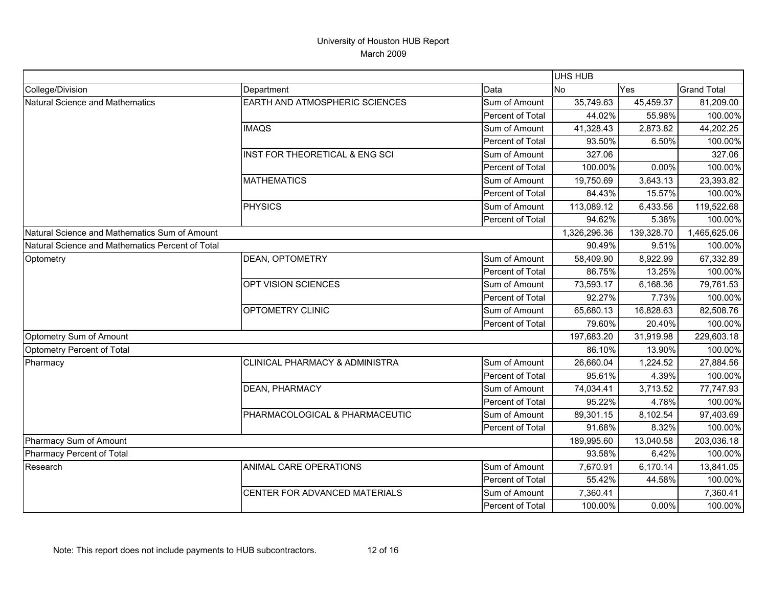# University of Houston HUB Report

March 2009

| | | | UHS HUB | | |
|---|---|---|---|---|---|
| College/Division | Department | Data | No | Yes | Grand Total |
| Natural Science and Mathematics | EARTH AND ATMOSPHERIC SCIENCES | Sum of Amount | 35,749.63 | 45,459.37 | 81,209.00 |
| | | Percent of Total | 44.02% | 55.98% | 100.00% |
| | IMAQS | Sum of Amount | 41,328.43 | 2,873.82 | 44,202.25 |
| | | Percent of Total | 93.50% | 6.50% | 100.00% |
| | INST FOR THEORETICAL & ENG SCI | Sum of Amount | 327.06 | | 327.06 |
| | | Percent of Total | 100.00% | 0.00% | 100.00% |
| | MATHEMATICS | Sum of Amount | 19,750.69 | 3,643.13 | 23,393.82 |
| | | Percent of Total | 84.43% | 15.57% | 100.00% |
| | PHYSICS | Sum of Amount | 113,089.12 | 6,433.56 | 119,522.68 |
| | | Percent of Total | 94.62% | 5.38% | 100.00% |
| Natural Science and Mathematics Sum of Amount | | | 1,326,296.36 | 139,328.70 | 1,465,625.06 |
| Natural Science and Mathematics Percent of Total | | | 90.49% | 9.51% | 100.00% |
| Optometry | DEAN, OPTOMETRY | Sum of Amount | 58,409.90 | 8,922.99 | 67,332.89 |
| | | Percent of Total | 86.75% | 13.25% | 100.00% |
| | OPT VISION SCIENCES | Sum of Amount | 73,593.17 | 6,168.36 | 79,761.53 |
| | | Percent of Total | 92.27% | 7.73% | 100.00% |
| | OPTOMETRY CLINIC | Sum of Amount | 65,680.13 | 16,828.63 | 82,508.76 |
| | | Percent of Total | 79.60% | 20.40% | 100.00% |
| Optometry Sum of Amount | | | 197,683.20 | 31,919.98 | 229,603.18 |
| Optometry Percent of Total | | | 86.10% | 13.90% | 100.00% |
| Pharmacy | CLINICAL PHARMACY & ADMINISTRA | Sum of Amount | 26,660.04 | 1,224.52 | 27,884.56 |
| | | Percent of Total | 95.61% | 4.39% | 100.00% |
| | DEAN, PHARMACY | Sum of Amount | 74,034.41 | 3,713.52 | 77,747.93 |
| | | Percent of Total | 95.22% | 4.78% | 100.00% |
| | PHARMACOLOGICAL & PHARMACEUTIC | Sum of Amount | 89,301.15 | 8,102.54 | 97,403.69 |
| | | Percent of Total | 91.68% | 8.32% | 100.00% |
| Pharmacy Sum of Amount | | | 189,995.60 | 13,040.58 | 203,036.18 |
| Pharmacy Percent of Total | | | 93.58% | 6.42% | 100.00% |
| Research | ANIMAL CARE OPERATIONS | Sum of Amount | 7,670.91 | 6,170.14 | 13,841.05 |
| | | Percent of Total | 55.42% | 44.58% | 100.00% |
| | CENTER FOR ADVANCED MATERIALS | Sum of Amount | 7,360.41 | | 7,360.41 |
| | | Percent of Total | 100.00% | 0.00% | 100.00% |

Note: This report does not include payments to HUB subcontractors.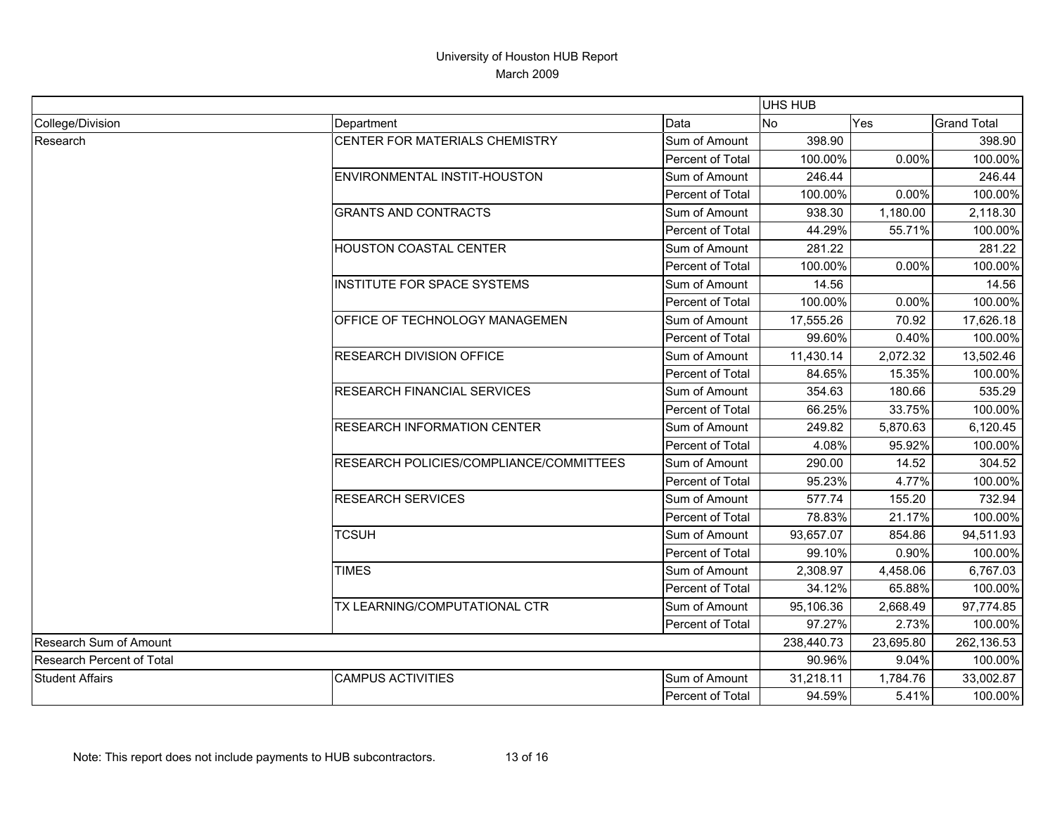# University of Houston HUB Report

March 2009

| | | | UHS HUB | | |
|---|---|---|---|---|---|
| College/Division | Department | Data | No | Yes | Grand Total |
| Research | CENTER FOR MATERIALS CHEMISTRY | Sum of Amount | 398.90 | | 398.90 |
| | | Percent of Total | 100.00% | 0.00% | 100.00% |
| | ENVIRONMENTAL INSTIT-HOUSTON | Sum of Amount | 246.44 | | 246.44 |
| | | Percent of Total | 100.00% | 0.00% | 100.00% |
| | GRANTS AND CONTRACTS | Sum of Amount | 938.30 | 1,180.00 | 2,118.30 |
| | | Percent of Total | 44.29% | 55.71% | 100.00% |
| | HOUSTON COASTAL CENTER | Sum of Amount | 281.22 | | 281.22 |
| | | Percent of Total | 100.00% | 0.00% | 100.00% |
| | INSTITUTE FOR SPACE SYSTEMS | Sum of Amount | 14.56 | | 14.56 |
| | | Percent of Total | 100.00% | 0.00% | 100.00% |
| | OFFICE OF TECHNOLOGY MANAGEMEN | Sum of Amount | 17,555.26 | 70.92 | 17,626.18 |
| | | Percent of Total | 99.60% | 0.40% | 100.00% |
| | RESEARCH DIVISION OFFICE | Sum of Amount | 11,430.14 | 2,072.32 | 13,502.46 |
| | | Percent of Total | 84.65% | 15.35% | 100.00% |
| | RESEARCH FINANCIAL SERVICES | Sum of Amount | 354.63 | 180.66 | 535.29 |
| | | Percent of Total | 66.25% | 33.75% | 100.00% |
| | RESEARCH INFORMATION CENTER | Sum of Amount | 249.82 | 5,870.63 | 6,120.45 |
| | | Percent of Total | 4.08% | 95.92% | 100.00% |
| | RESEARCH POLICIES/COMPLIANCE/COMMITTEES | Sum of Amount | 290.00 | 14.52 | 304.52 |
| | | Percent of Total | 95.23% | 4.77% | 100.00% |
| | RESEARCH SERVICES | Sum of Amount | 577.74 | 155.20 | 732.94 |
| | | Percent of Total | 78.83% | 21.17% | 100.00% |
| | TCSUH | Sum of Amount | 93,657.07 | 854.86 | 94,511.93 |
| | | Percent of Total | 99.10% | 0.90% | 100.00% |
| | TIMES | Sum of Amount | 2,308.97 | 4,458.06 | 6,767.03 |
| | | Percent of Total | 34.12% | 65.88% | 100.00% |
| | TX LEARNING/COMPUTATIONAL CTR | Sum of Amount | 95,106.36 | 2,668.49 | 97,774.85 |
| | | Percent of Total | 97.27% | 2.73% | 100.00% |
| Research Sum of Amount | | | 238,440.73 | 23,695.80 | 262,136.53 |
| Research Percent of Total | | | 90.96% | 9.04% | 100.00% |
| Student Affairs | CAMPUS ACTIVITIES | Sum of Amount | 31,218.11 | 1,784.76 | 33,002.87 |
| | | Percent of Total | 94.59% | 5.41% | 100.00% |

Note: This report does not include payments to HUB subcontractors.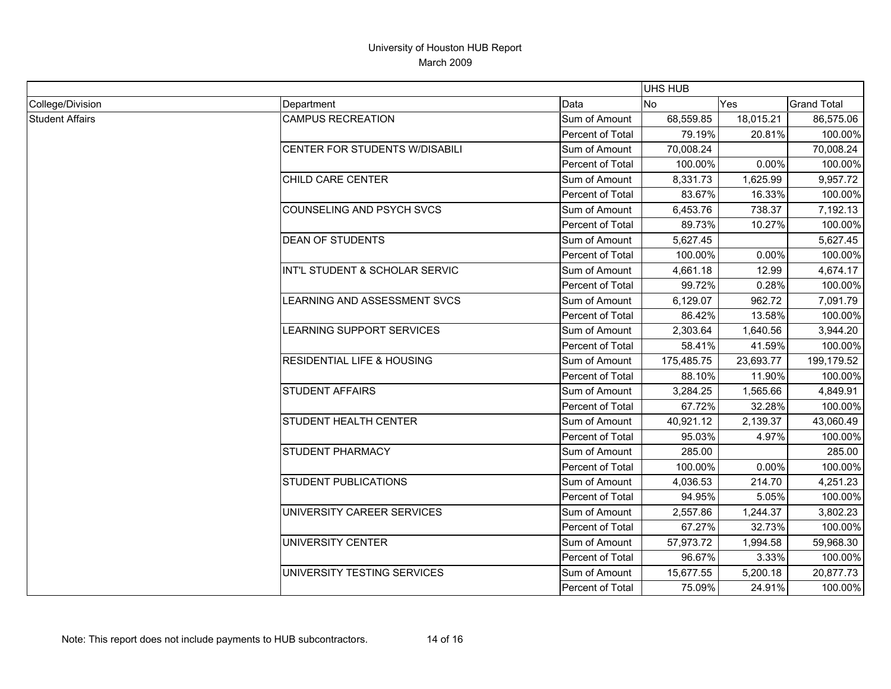# University of Houston HUB Report

March 2009

| | | | UHS HUB | | |
|---|---|---|---|---|---|
| College/Division | Department | Data | No | Yes | Grand Total |
| Student Affairs | CAMPUS RECREATION | Sum of Amount | 68,559.85 | 18,015.21 | 86,575.06 |
| | | Percent of Total | 79.19% | 20.81% | 100.00% |
| | CENTER FOR STUDENTS W/DISABILI | Sum of Amount | 70,008.24 | | 70,008.24 |
| | | Percent of Total | 100.00% | 0.00% | 100.00% |
| | CHILD CARE CENTER | Sum of Amount | 8,331.73 | 1,625.99 | 9,957.72 |
| | | Percent of Total | 83.67% | 16.33% | 100.00% |
| | COUNSELING AND PSYCH SVCS | Sum of Amount | 6,453.76 | 738.37 | 7,192.13 |
| | | Percent of Total | 89.73% | 10.27% | 100.00% |
| | DEAN OF STUDENTS | Sum of Amount | 5,627.45 | | 5,627.45 |
| | | Percent of Total | 100.00% | 0.00% | 100.00% |
| | INT'L STUDENT & SCHOLAR SERVIC | Sum of Amount | 4,661.18 | 12.99 | 4,674.17 |
| | | Percent of Total | 99.72% | 0.28% | 100.00% |
| | LEARNING AND ASSESSMENT SVCS | Sum of Amount | 6,129.07 | 962.72 | 7,091.79 |
| | | Percent of Total | 86.42% | 13.58% | 100.00% |
| | LEARNING SUPPORT SERVICES | Sum of Amount | 2,303.64 | 1,640.56 | 3,944.20 |
| | | Percent of Total | 58.41% | 41.59% | 100.00% |
| | RESIDENTIAL LIFE & HOUSING | Sum of Amount | 175,485.75 | 23,693.77 | 199,179.52 |
| | | Percent of Total | 88.10% | 11.90% | 100.00% |
| | STUDENT AFFAIRS | Sum of Amount | 3,284.25 | 1,565.66 | 4,849.91 |
| | | Percent of Total | 67.72% | 32.28% | 100.00% |
| | STUDENT HEALTH CENTER | Sum of Amount | 40,921.12 | 2,139.37 | 43,060.49 |
| | | Percent of Total | 95.03% | 4.97% | 100.00% |
| | STUDENT PHARMACY | Sum of Amount | 285.00 | | 285.00 |
| | | Percent of Total | 100.00% | 0.00% | 100.00% |
| | STUDENT PUBLICATIONS | Sum of Amount | 4,036.53 | 214.70 | 4,251.23 |
| | | Percent of Total | 94.95% | 5.05% | 100.00% |
| | UNIVERSITY CAREER SERVICES | Sum of Amount | 2,557.86 | 1,244.37 | 3,802.23 |
| | | Percent of Total | 67.27% | 32.73% | 100.00% |
| | UNIVERSITY CENTER | Sum of Amount | 57,973.72 | 1,994.58 | 59,968.30 |
| | | Percent of Total | 96.67% | 3.33% | 100.00% |
| | UNIVERSITY TESTING SERVICES | Sum of Amount | 15,677.55 | 5,200.18 | 20,877.73 |
| | | Percent of Total | 75.09% | 24.91% | 100.00% |

Note: This report does not include payments to HUB subcontractors.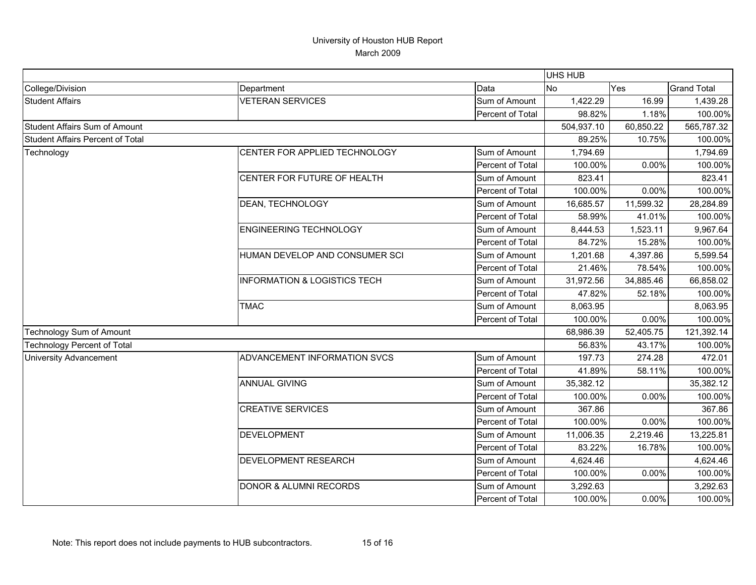University of Houston HUB Report
March 2009

| | | | UHS HUB | | |
|---|---|---|---|---|---|
| College/Division | Department | Data | No | Yes | Grand Total |
| Student Affairs | VETERAN SERVICES | Sum of Amount | 1,422.29 | 16.99 | 1,439.28 |
| | | Percent of Total | 98.82% | 1.18% | 100.00% |
| Student Affairs Sum of Amount | | | 504,937.10 | 60,850.22 | 565,787.32 |
| Student Affairs Percent of Total | | | 89.25% | 10.75% | 100.00% |
| Technology | CENTER FOR APPLIED TECHNOLOGY | Sum of Amount | 1,794.69 | | 1,794.69 |
| | | Percent of Total | 100.00% | 0.00% | 100.00% |
| | CENTER FOR FUTURE OF HEALTH | Sum of Amount | 823.41 | | 823.41 |
| | | Percent of Total | 100.00% | 0.00% | 100.00% |
| | DEAN, TECHNOLOGY | Sum of Amount | 16,685.57 | 11,599.32 | 28,284.89 |
| | | Percent of Total | 58.99% | 41.01% | 100.00% |
| | ENGINEERING TECHNOLOGY | Sum of Amount | 8,444.53 | 1,523.11 | 9,967.64 |
| | | Percent of Total | 84.72% | 15.28% | 100.00% |
| | HUMAN DEVELOP AND CONSUMER SCI | Sum of Amount | 1,201.68 | 4,397.86 | 5,599.54 |
| | | Percent of Total | 21.46% | 78.54% | 100.00% |
| | INFORMATION & LOGISTICS TECH | Sum of Amount | 31,972.56 | 34,885.46 | 66,858.02 |
| | | Percent of Total | 47.82% | 52.18% | 100.00% |
| | TMAC | Sum of Amount | 8,063.95 | | 8,063.95 |
| | | Percent of Total | 100.00% | 0.00% | 100.00% |
| Technology Sum of Amount | | | 68,986.39 | 52,405.75 | 121,392.14 |
| Technology Percent of Total | | | 56.83% | 43.17% | 100.00% |
| University Advancement | ADVANCEMENT INFORMATION SVCS | Sum of Amount | 197.73 | 274.28 | 472.01 |
| | | Percent of Total | 41.89% | 58.11% | 100.00% |
| | ANNUAL GIVING | Sum of Amount | 35,382.12 | | 35,382.12 |
| | | Percent of Total | 100.00% | 0.00% | 100.00% |
| | CREATIVE SERVICES | Sum of Amount | 367.86 | | 367.86 |
| | | Percent of Total | 100.00% | 0.00% | 100.00% |
| | DEVELOPMENT | Sum of Amount | 11,006.35 | 2,219.46 | 13,225.81 |
| | | Percent of Total | 83.22% | 16.78% | 100.00% |
| | DEVELOPMENT RESEARCH | Sum of Amount | 4,624.46 | | 4,624.46 |
| | | Percent of Total | 100.00% | 0.00% | 100.00% |
| | DONOR & ALUMNI RECORDS | Sum of Amount | 3,292.63 | | 3,292.63 |
| | | Percent of Total | 100.00% | 0.00% | 100.00% |

Note: This report does not include payments to HUB subcontractors.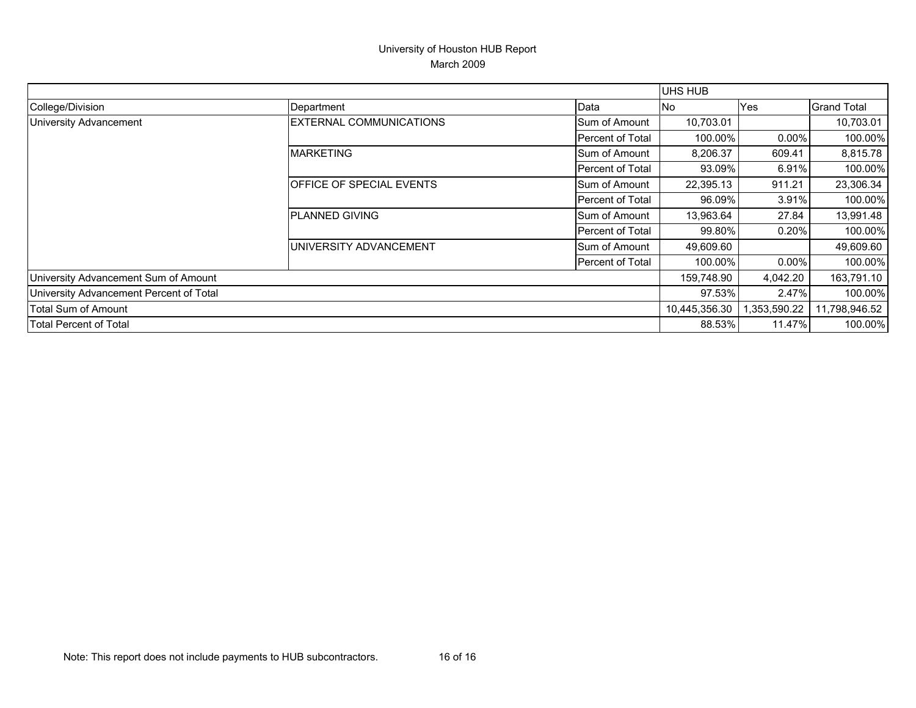# University of Houston HUB Report
March 2009

| | | | UHS HUB | | |
|---|---|---|---|---|---|
| College/Division | Department | Data | No | Yes | Grand Total |
| University Advancement | EXTERNAL COMMUNICATIONS | Sum of Amount | 10,703.01 | | 10,703.01 |
| | | Percent of Total | 100.00% | 0.00% | 100.00% |
| | MARKETING | Sum of Amount | 8,206.37 | 609.41 | 8,815.78 |
| | | Percent of Total | 93.09% | 6.91% | 100.00% |
| | OFFICE OF SPECIAL EVENTS | Sum of Amount | 22,395.13 | 911.21 | 23,306.34 |
| | | Percent of Total | 96.09% | 3.91% | 100.00% |
| | PLANNED GIVING | Sum of Amount | 13,963.64 | 27.84 | 13,991.48 |
| | | Percent of Total | 99.80% | 0.20% | 100.00% |
| | UNIVERSITY ADVANCEMENT | Sum of Amount | 49,609.60 | | 49,609.60 |
| | | Percent of Total | 100.00% | 0.00% | 100.00% |
| University Advancement Sum of Amount | | | 159,748.90 | 4,042.20 | 163,791.10 |
| University Advancement Percent of Total | | | 97.53% | 2.47% | 100.00% |
| Total Sum of Amount | | | 10,445,356.30 | 1,353,590.22 | 11,798,946.52 |
| Total Percent of Total | | | 88.53% | 11.47% | 100.00% |

Note: This report does not include payments to HUB subcontractors.